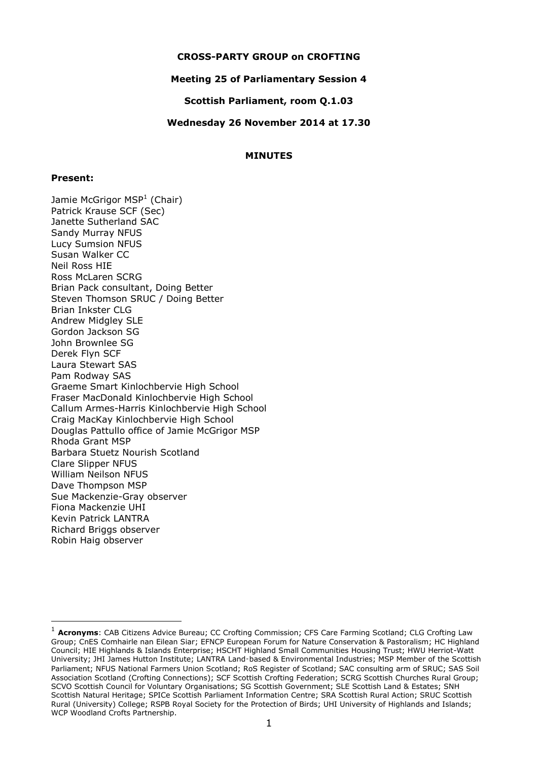**CROSS-PARTY GROUP on CROFTING**

**Meeting 25 of Parliamentary Session 4**

**Scottish Parliament, room Q.1.03**

**Wednesday 26 November 2014 at 17.30**

**MINUTES**

**Present:**

Jamie McGrigor MSP[1] (Chair)
Patrick Krause SCF (Sec)
Janette Sutherland SAC
Sandy Murray NFUS
Lucy Sumsion NFUS
Susan Walker CC
Neil Ross HIE
Ross McLaren SCRG
Brian Pack consultant, Doing Better
Steven Thomson SRUC / Doing Better
Brian Inkster CLG
Andrew Midgley SLE
Gordon Jackson SG
John Brownlee SG
Derek Flyn SCF
Laura Stewart SAS
Pam Rodway SAS
Graeme Smart Kinlochbervie High School
Fraser MacDonald Kinlochbervie High School
Callum Armes-Harris Kinlochbervie High School
Craig MacKay Kinlochbervie High School
Douglas Pattullo office of Jamie McGrigor MSP
Rhoda Grant MSP
Barbara Stuetz Nourish Scotland
Clare Slipper NFUS
William Neilson NFUS
Dave Thompson MSP
Sue Mackenzie-Gray observer
Fiona Mackenzie UHI
Kevin Patrick LANTRA
Richard Briggs observer
Robin Haig observer

---

[1] **Acronyms**: CAB Citizens Advice Bureau; CC Crofting Commission; CFS Care Farming Scotland; CLG Crofting Law Group; CnES Comhairle nan Eilean Siar; EFNCP European Forum for Nature Conservation & Pastoralism; HC Highland Council; HIE Highlands & Islands Enterprise; HSCHT Highland Small Communities Housing Trust; HWU Herriot-Watt University; JHI James Hutton Institute; LANTRA Land-based & Environmental Industries; MSP Member of the Scottish Parliament; NFUS National Farmers Union Scotland; RoS Register of Scotland; SAC consulting arm of SRUC; SAS Soil Association Scotland (Crofting Connections); SCF Scottish Crofting Federation; SCRG Scottish Churches Rural Group; SCVO Scottish Council for Voluntary Organisations; SG Scottish Government; SLE Scottish Land & Estates; SNH Scottish Natural Heritage; SPICe Scottish Parliament Information Centre; SRA Scottish Rural Action; SRUC Scottish Rural (University) College; RSPB Royal Society for the Protection of Birds; UHI University of Highlands and Islands; WCP Woodland Crofts Partnership.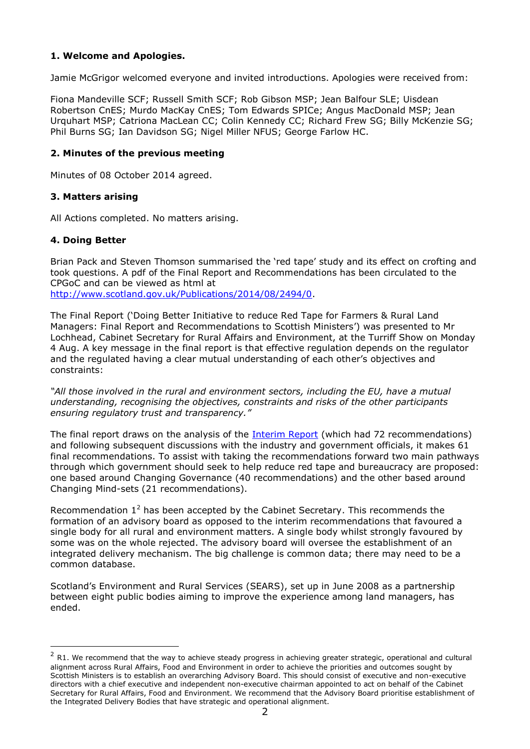## 1. Welcome and Apologies.

Jamie McGrigor welcomed everyone and invited introductions. Apologies were received from:

Fiona Mandeville SCF; Russell Smith SCF; Rob Gibson MSP; Jean Balfour SLE; Uisdean Robertson CnES; Murdo MacKay CnES; Tom Edwards SPICe; Angus MacDonald MSP; Jean Urquhart MSP; Catriona MacLean CC; Colin Kennedy CC; Richard Frew SG; Billy McKenzie SG; Phil Burns SG; Ian Davidson SG; Nigel Miller NFUS; George Farlow HC.

## 2. Minutes of the previous meeting

Minutes of 08 October 2014 agreed.

## 3. Matters arising

All Actions completed. No matters arising.

## 4. Doing Better

Brian Pack and Steven Thomson summarised the 'red tape' study and its effect on crofting and took questions. A pdf of the Final Report and Recommendations has been circulated to the CPGoC and can be viewed as html at http://www.scotland.gov.uk/Publications/2014/08/2494/0.

The Final Report ('Doing Better Initiative to reduce Red Tape for Farmers & Rural Land Managers: Final Report and Recommendations to Scottish Ministers') was presented to Mr Lochhead, Cabinet Secretary for Rural Affairs and Environment, at the Turriff Show on Monday 4 Aug. A key message in the final report is that effective regulation depends on the regulator and the regulated having a clear mutual understanding of each other's objectives and constraints:

*"All those involved in the rural and environment sectors, including the EU, have a mutual understanding, recognising the objectives, constraints and risks of the other participants ensuring regulatory trust and transparency."*

The final report draws on the analysis of the Interim Report (which had 72 recommendations) and following subsequent discussions with the industry and government officials, it makes 61 final recommendations. To assist with taking the recommendations forward two main pathways through which government should seek to help reduce red tape and bureaucracy are proposed: one based around Changing Governance (40 recommendations) and the other based around Changing Mind-sets (21 recommendations).

Recommendation 1[2] has been accepted by the Cabinet Secretary. This recommends the formation of an advisory board as opposed to the interim recommendations that favoured a single body for all rural and environment matters. A single body whilst strongly favoured by some was on the whole rejected. The advisory board will oversee the establishment of an integrated delivery mechanism. The big challenge is common data; there may need to be a common database.

Scotland's Environment and Rural Services (SEARS), set up in June 2008 as a partnership between eight public bodies aiming to improve the experience among land managers, has ended.

---

[2] R1. We recommend that the way to achieve steady progress in achieving greater strategic, operational and cultural alignment across Rural Affairs, Food and Environment in order to achieve the priorities and outcomes sought by Scottish Ministers is to establish an overarching Advisory Board. This should consist of executive and non-executive directors with a chief executive and independent non-executive chairman appointed to act on behalf of the Cabinet Secretary for Rural Affairs, Food and Environment. We recommend that the Advisory Board prioritise establishment of the Integrated Delivery Bodies that have strategic and operational alignment.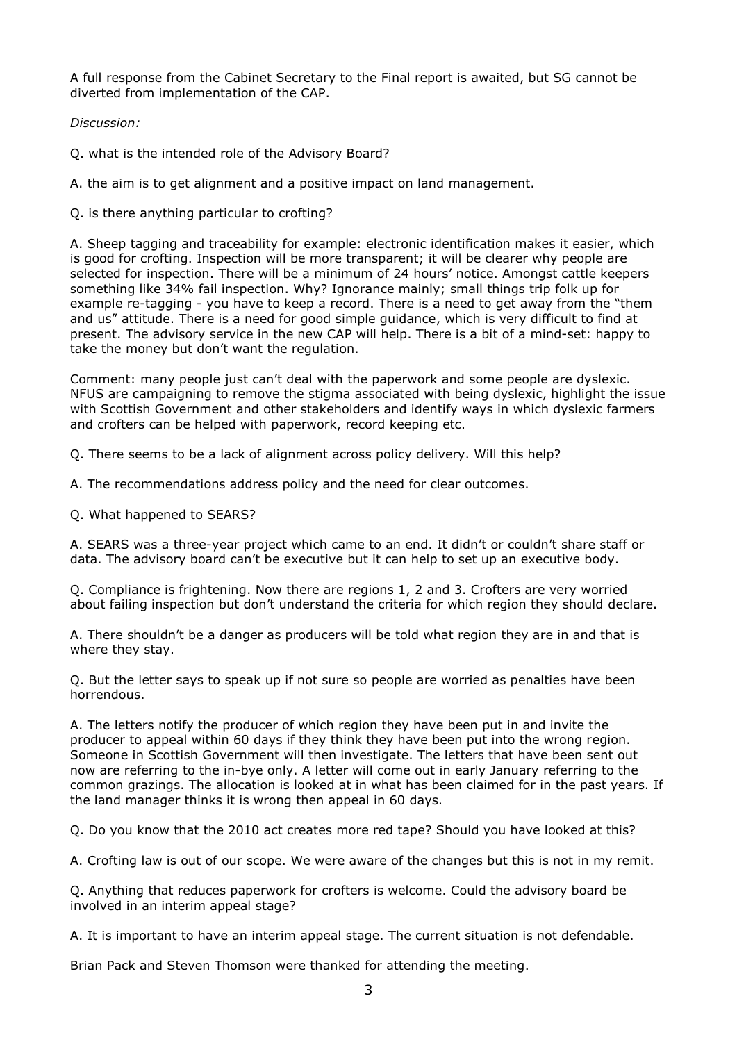A full response from the Cabinet Secretary to the Final report is awaited, but SG cannot be diverted from implementation of the CAP.

*Discussion:*

Q. what is the intended role of the Advisory Board?

A. the aim is to get alignment and a positive impact on land management.

Q. is there anything particular to crofting?

A. Sheep tagging and traceability for example: electronic identification makes it easier, which is good for crofting. Inspection will be more transparent; it will be clearer why people are selected for inspection. There will be a minimum of 24 hours' notice. Amongst cattle keepers something like 34% fail inspection. Why? Ignorance mainly; small things trip folk up for example re-tagging - you have to keep a record. There is a need to get away from the "them and us" attitude. There is a need for good simple guidance, which is very difficult to find at present. The advisory service in the new CAP will help. There is a bit of a mind-set: happy to take the money but don't want the regulation.

Comment: many people just can't deal with the paperwork and some people are dyslexic. NFUS are campaigning to remove the stigma associated with being dyslexic, highlight the issue with Scottish Government and other stakeholders and identify ways in which dyslexic farmers and crofters can be helped with paperwork, record keeping etc.

Q. There seems to be a lack of alignment across policy delivery. Will this help?

A. The recommendations address policy and the need for clear outcomes.

Q. What happened to SEARS?

A. SEARS was a three-year project which came to an end. It didn't or couldn't share staff or data. The advisory board can't be executive but it can help to set up an executive body.

Q. Compliance is frightening. Now there are regions 1, 2 and 3. Crofters are very worried about failing inspection but don't understand the criteria for which region they should declare.

A. There shouldn't be a danger as producers will be told what region they are in and that is where they stay.

Q. But the letter says to speak up if not sure so people are worried as penalties have been horrendous.

A. The letters notify the producer of which region they have been put in and invite the producer to appeal within 60 days if they think they have been put into the wrong region. Someone in Scottish Government will then investigate. The letters that have been sent out now are referring to the in-bye only. A letter will come out in early January referring to the common grazings. The allocation is looked at in what has been claimed for in the past years. If the land manager thinks it is wrong then appeal in 60 days.

Q. Do you know that the 2010 act creates more red tape? Should you have looked at this?

A. Crofting law is out of our scope. We were aware of the changes but this is not in my remit.

Q. Anything that reduces paperwork for crofters is welcome. Could the advisory board be involved in an interim appeal stage?

A. It is important to have an interim appeal stage. The current situation is not defendable.

Brian Pack and Steven Thomson were thanked for attending the meeting.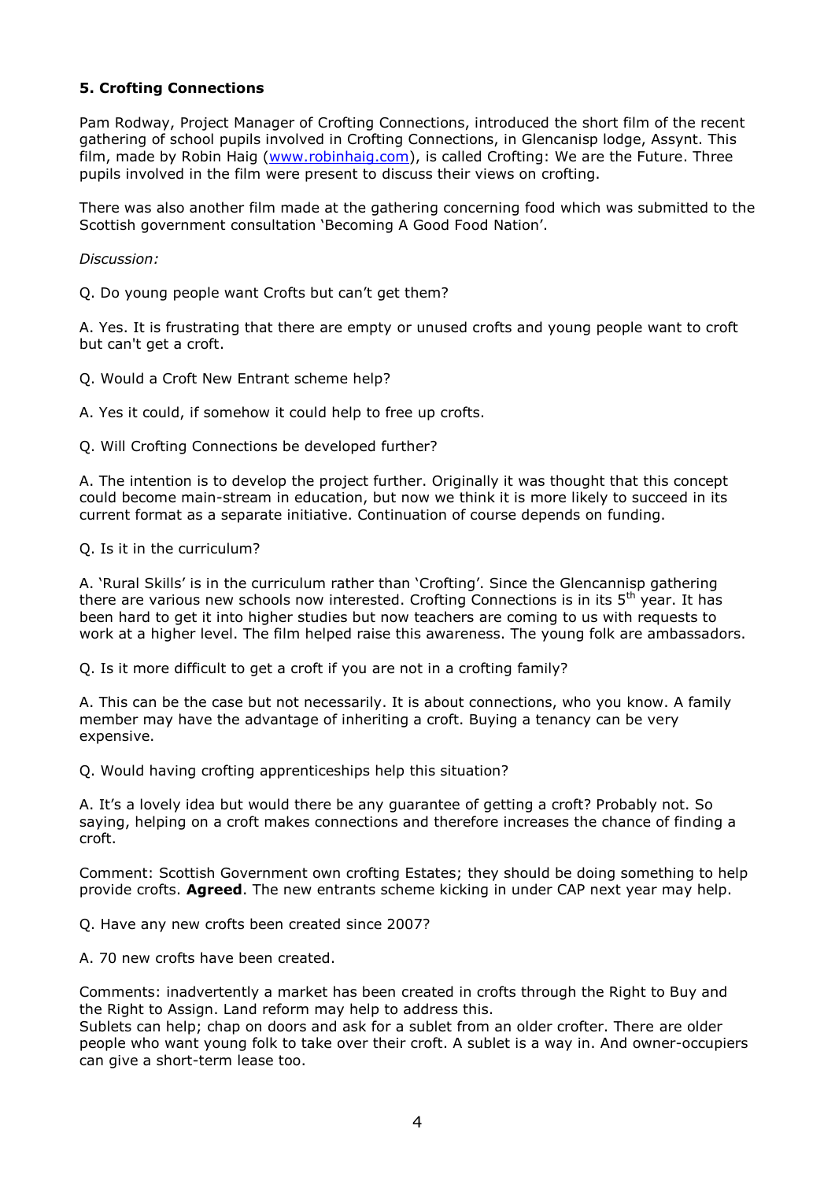**5. Crofting Connections**

Pam Rodway, Project Manager of Crofting Connections, introduced the short film of the recent gathering of school pupils involved in Crofting Connections, in Glencanisp lodge, Assynt. This film, made by Robin Haig ([www.robinhaig.com](www.robinhaig.com)), is called Crofting: We are the Future. Three pupils involved in the film were present to discuss their views on crofting.

There was also another film made at the gathering concerning food which was submitted to the Scottish government consultation 'Becoming A Good Food Nation'.

*Discussion:*

Q. Do young people want Crofts but can't get them?

A. Yes. It is frustrating that there are empty or unused crofts and young people want to croft but can't get a croft.

Q. Would a Croft New Entrant scheme help?

A. Yes it could, if somehow it could help to free up crofts.

Q. Will Crofting Connections be developed further?

A. The intention is to develop the project further. Originally it was thought that this concept could become main-stream in education, but now we think it is more likely to succeed in its current format as a separate initiative. Continuation of course depends on funding.

Q. Is it in the curriculum?

A. 'Rural Skills' is in the curriculum rather than 'Crofting'. Since the Glencannisp gathering there are various new schools now interested. Crofting Connections is in its 5th year. It has been hard to get it into higher studies but now teachers are coming to us with requests to work at a higher level. The film helped raise this awareness. The young folk are ambassadors.

Q. Is it more difficult to get a croft if you are not in a crofting family?

A. This can be the case but not necessarily. It is about connections, who you know. A family member may have the advantage of inheriting a croft. Buying a tenancy can be very expensive.

Q. Would having crofting apprenticeships help this situation?

A. It's a lovely idea but would there be any guarantee of getting a croft? Probably not. So saying, helping on a croft makes connections and therefore increases the chance of finding a croft.

Comment: Scottish Government own crofting Estates; they should be doing something to help provide crofts. **Agreed**. The new entrants scheme kicking in under CAP next year may help.

Q. Have any new crofts been created since 2007?

A. 70 new crofts have been created.

Comments: inadvertently a market has been created in crofts through the Right to Buy and the Right to Assign. Land reform may help to address this.
Sublets can help; chap on doors and ask for a sublet from an older crofter. There are older people who want young folk to take over their croft. A sublet is a way in. And owner-occupiers can give a short-term lease too.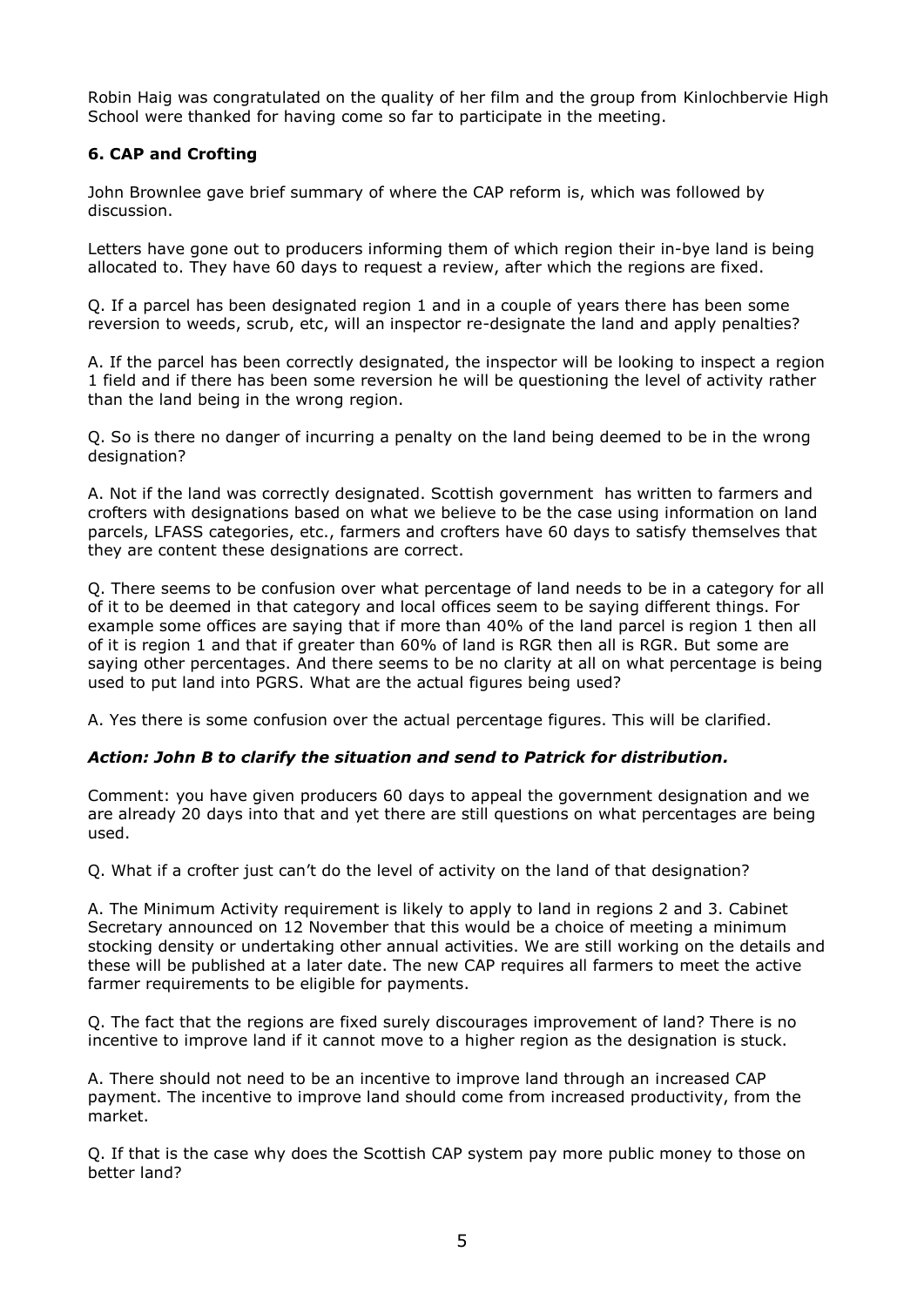Robin Haig was congratulated on the quality of her film and the group from Kinlochbervie High School were thanked for having come so far to participate in the meeting.

### 6. CAP and Crofting

John Brownlee gave brief summary of where the CAP reform is, which was followed by discussion.

Letters have gone out to producers informing them of which region their in-bye land is being allocated to. They have 60 days to request a review, after which the regions are fixed.

Q. If a parcel has been designated region 1 and in a couple of years there has been some reversion to weeds, scrub, etc, will an inspector re-designate the land and apply penalties?

A. If the parcel has been correctly designated, the inspector will be looking to inspect a region 1 field and if there has been some reversion he will be questioning the level of activity rather than the land being in the wrong region.

Q. So is there no danger of incurring a penalty on the land being deemed to be in the wrong designation?

A. Not if the land was correctly designated. Scottish government has written to farmers and crofters with designations based on what we believe to be the case using information on land parcels, LFASS categories, etc., farmers and crofters have 60 days to satisfy themselves that they are content these designations are correct.

Q. There seems to be confusion over what percentage of land needs to be in a category for all of it to be deemed in that category and local offices seem to be saying different things. For example some offices are saying that if more than 40% of the land parcel is region 1 then all of it is region 1 and that if greater than 60% of land is RGR then all is RGR. But some are saying other percentages. And there seems to be no clarity at all on what percentage is being used to put land into PGRS. What are the actual figures being used?

A. Yes there is some confusion over the actual percentage figures. This will be clarified.

***Action: John B to clarify the situation and send to Patrick for distribution.***

Comment: you have given producers 60 days to appeal the government designation and we are already 20 days into that and yet there are still questions on what percentages are being used.

Q. What if a crofter just can't do the level of activity on the land of that designation?

A. The Minimum Activity requirement is likely to apply to land in regions 2 and 3. Cabinet Secretary announced on 12 November that this would be a choice of meeting a minimum stocking density or undertaking other annual activities. We are still working on the details and these will be published at a later date. The new CAP requires all farmers to meet the active farmer requirements to be eligible for payments.

Q. The fact that the regions are fixed surely discourages improvement of land? There is no incentive to improve land if it cannot move to a higher region as the designation is stuck.

A. There should not need to be an incentive to improve land through an increased CAP payment. The incentive to improve land should come from increased productivity, from the market.

Q. If that is the case why does the Scottish CAP system pay more public money to those on better land?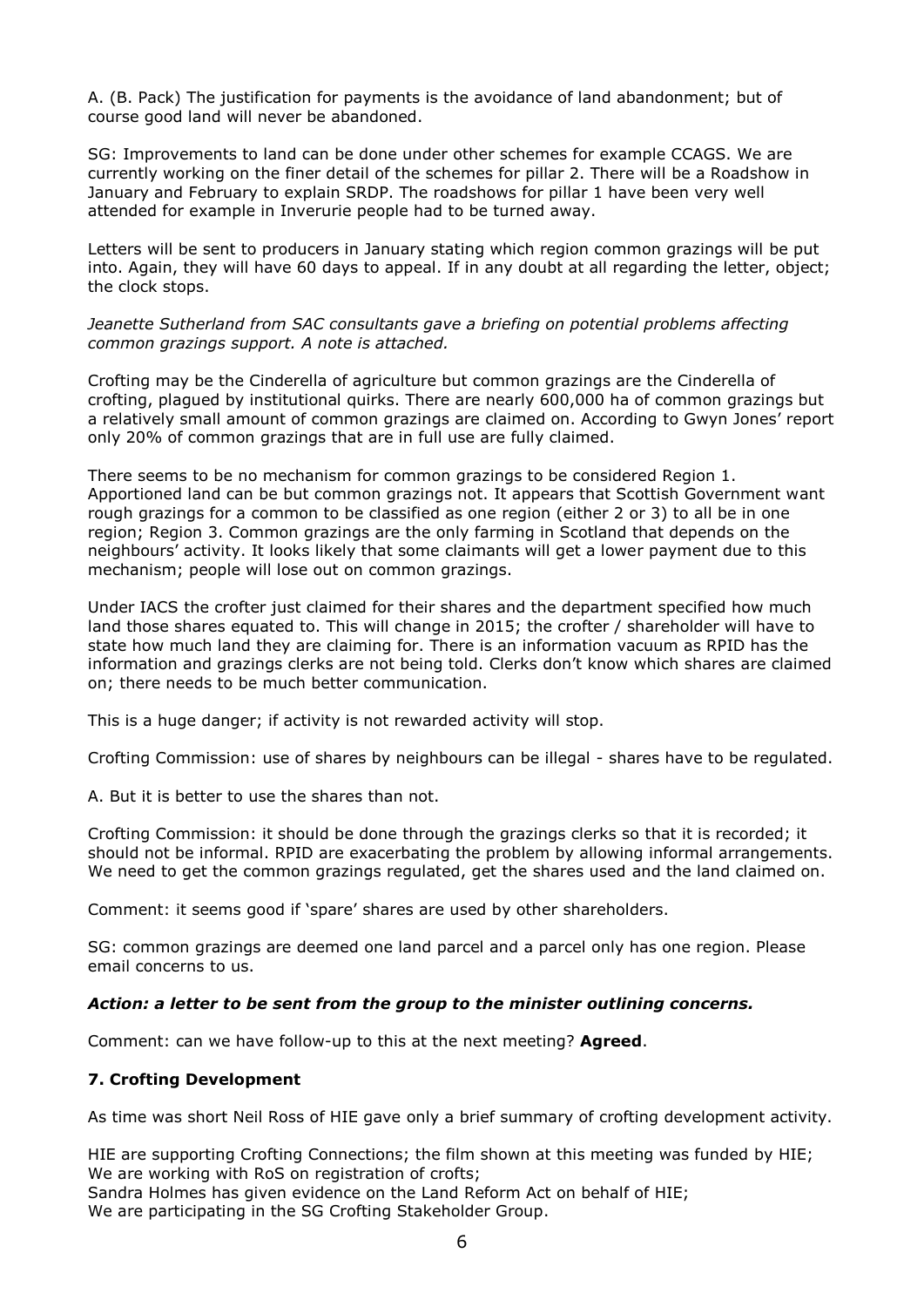A. (B. Pack) The justification for payments is the avoidance of land abandonment; but of course good land will never be abandoned.

SG: Improvements to land can be done under other schemes for example CCAGS. We are currently working on the finer detail of the schemes for pillar 2. There will be a Roadshow in January and February to explain SRDP. The roadshows for pillar 1 have been very well attended for example in Inverurie people had to be turned away.

Letters will be sent to producers in January stating which region common grazings will be put into. Again, they will have 60 days to appeal. If in any doubt at all regarding the letter, object; the clock stops.

*Jeanette Sutherland from SAC consultants gave a briefing on potential problems affecting common grazings support. A note is attached.*

Crofting may be the Cinderella of agriculture but common grazings are the Cinderella of crofting, plagued by institutional quirks. There are nearly 600,000 ha of common grazings but a relatively small amount of common grazings are claimed on. According to Gwyn Jones' report only 20% of common grazings that are in full use are fully claimed.

There seems to be no mechanism for common grazings to be considered Region 1. Apportioned land can be but common grazings not. It appears that Scottish Government want rough grazings for a common to be classified as one region (either 2 or 3) to all be in one region; Region 3. Common grazings are the only farming in Scotland that depends on the neighbours' activity. It looks likely that some claimants will get a lower payment due to this mechanism; people will lose out on common grazings.

Under IACS the crofter just claimed for their shares and the department specified how much land those shares equated to. This will change in 2015; the crofter / shareholder will have to state how much land they are claiming for. There is an information vacuum as RPID has the information and grazings clerks are not being told. Clerks don't know which shares are claimed on; there needs to be much better communication.

This is a huge danger; if activity is not rewarded activity will stop.

Crofting Commission: use of shares by neighbours can be illegal - shares have to be regulated.

A. But it is better to use the shares than not.

Crofting Commission: it should be done through the grazings clerks so that it is recorded; it should not be informal. RPID are exacerbating the problem by allowing informal arrangements. We need to get the common grazings regulated, get the shares used and the land claimed on.

Comment: it seems good if 'spare' shares are used by other shareholders.

SG: common grazings are deemed one land parcel and a parcel only has one region. Please email concerns to us.

***Action: a letter to be sent from the group to the minister outlining concerns.***

Comment: can we have follow-up to this at the next meeting? **Agreed**.

### 7. Crofting Development

As time was short Neil Ross of HIE gave only a brief summary of crofting development activity.

HIE are supporting Crofting Connections; the film shown at this meeting was funded by HIE;
We are working with RoS on registration of crofts;
Sandra Holmes has given evidence on the Land Reform Act on behalf of HIE;
We are participating in the SG Crofting Stakeholder Group.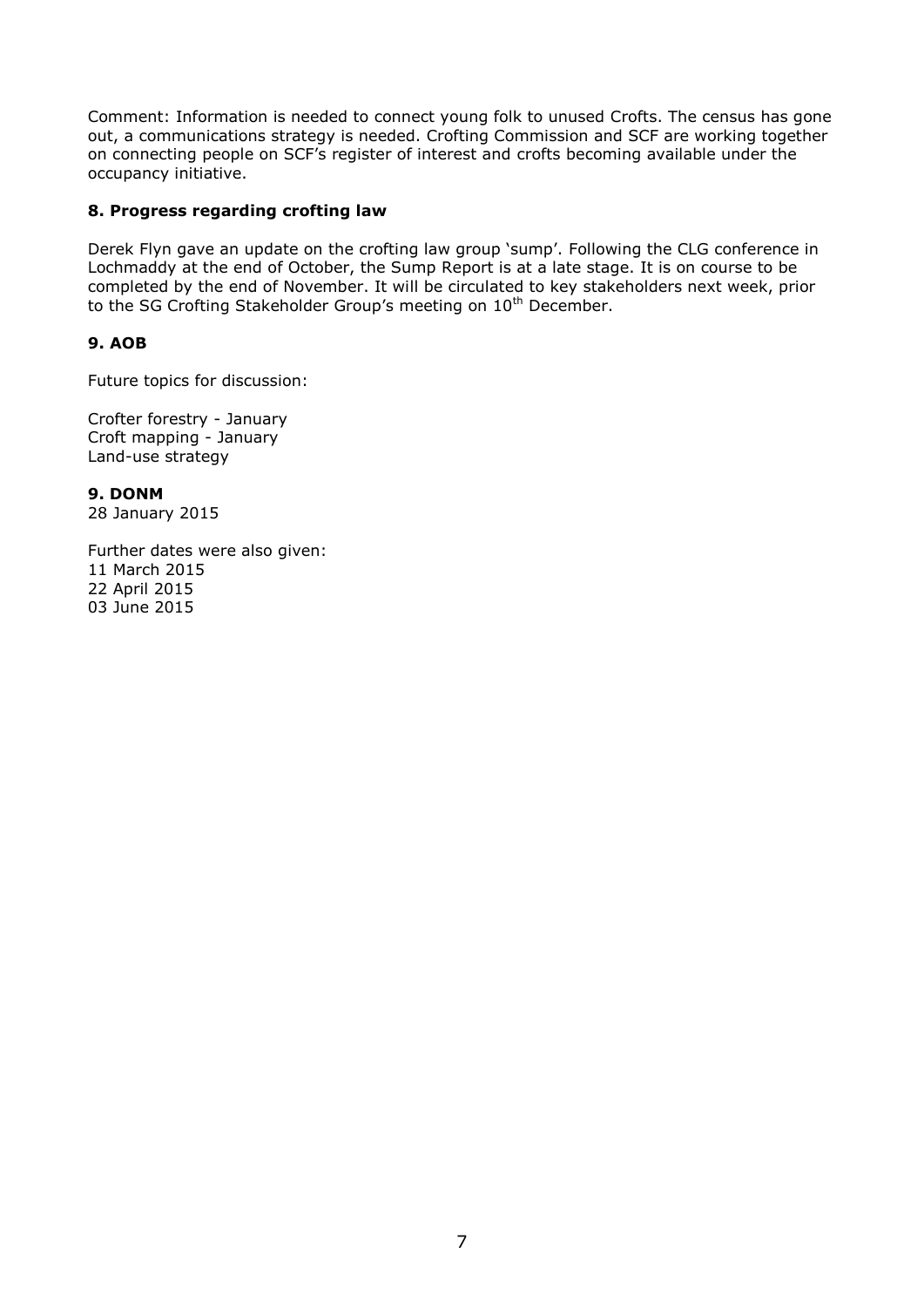Comment: Information is needed to connect young folk to unused Crofts. The census has gone out, a communications strategy is needed. Crofting Commission and SCF are working together on connecting people on SCF's register of interest and crofts becoming available under the occupancy initiative.

### 8. Progress regarding crofting law

Derek Flyn gave an update on the crofting law group 'sump'. Following the CLG conference in Lochmaddy at the end of October, the Sump Report is at a late stage. It is on course to be completed by the end of November. It will be circulated to key stakeholders next week, prior to the SG Crofting Stakeholder Group's meeting on 10th December.

### 9. AOB

Future topics for discussion:

Crofter forestry - January
Croft mapping - January
Land-use strategy

### 9. DONM

28 January 2015

Further dates were also given:
11 March 2015
22 April 2015
03 June 2015